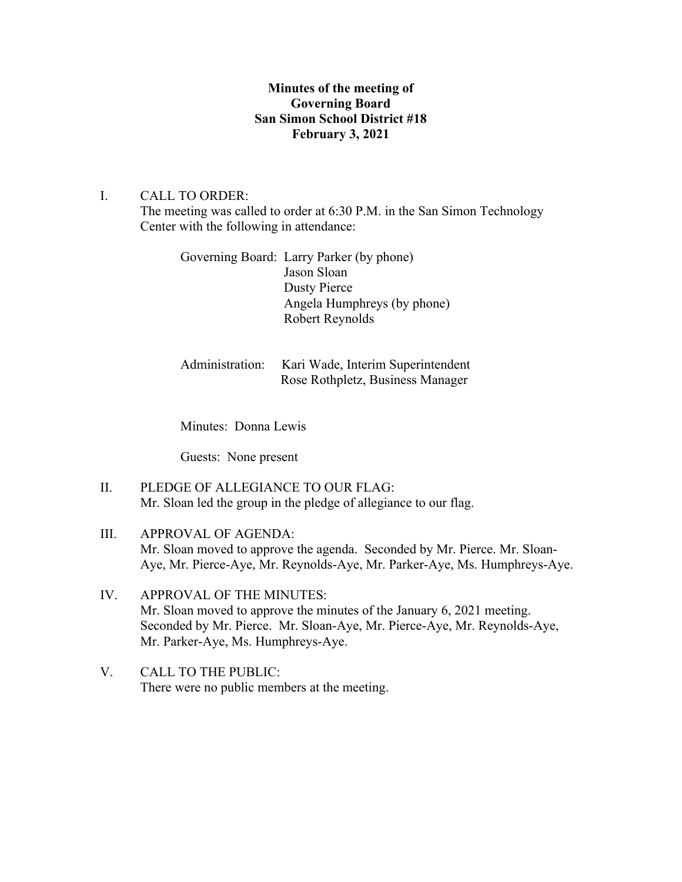**Minutes of the meeting of**
**Governing Board**
**San Simon School District #18**
**February 3, 2021**

I. CALL TO ORDER:
The meeting was called to order at 6:30 P.M. in the San Simon Technology Center with the following in attendance:

Governing Board: Larry Parker (by phone)
Jason Sloan
Dusty Pierce
Angela Humphreys (by phone)
Robert Reynolds

Administration: Kari Wade, Interim Superintendent
Rose Rothpletz, Business Manager

Minutes: Donna Lewis

Guests: None present

II. PLEDGE OF ALLEGIANCE TO OUR FLAG:
Mr. Sloan led the group in the pledge of allegiance to our flag.

III. APPROVAL OF AGENDA:
Mr. Sloan moved to approve the agenda. Seconded by Mr. Pierce. Mr. Sloan-Aye, Mr. Pierce-Aye, Mr. Reynolds-Aye, Mr. Parker-Aye, Ms. Humphreys-Aye.

IV. APPROVAL OF THE MINUTES:
Mr. Sloan moved to approve the minutes of the January 6, 2021 meeting. Seconded by Mr. Pierce. Mr. Sloan-Aye, Mr. Pierce-Aye, Mr. Reynolds-Aye, Mr. Parker-Aye, Ms. Humphreys-Aye.

V. CALL TO THE PUBLIC:
There were no public members at the meeting.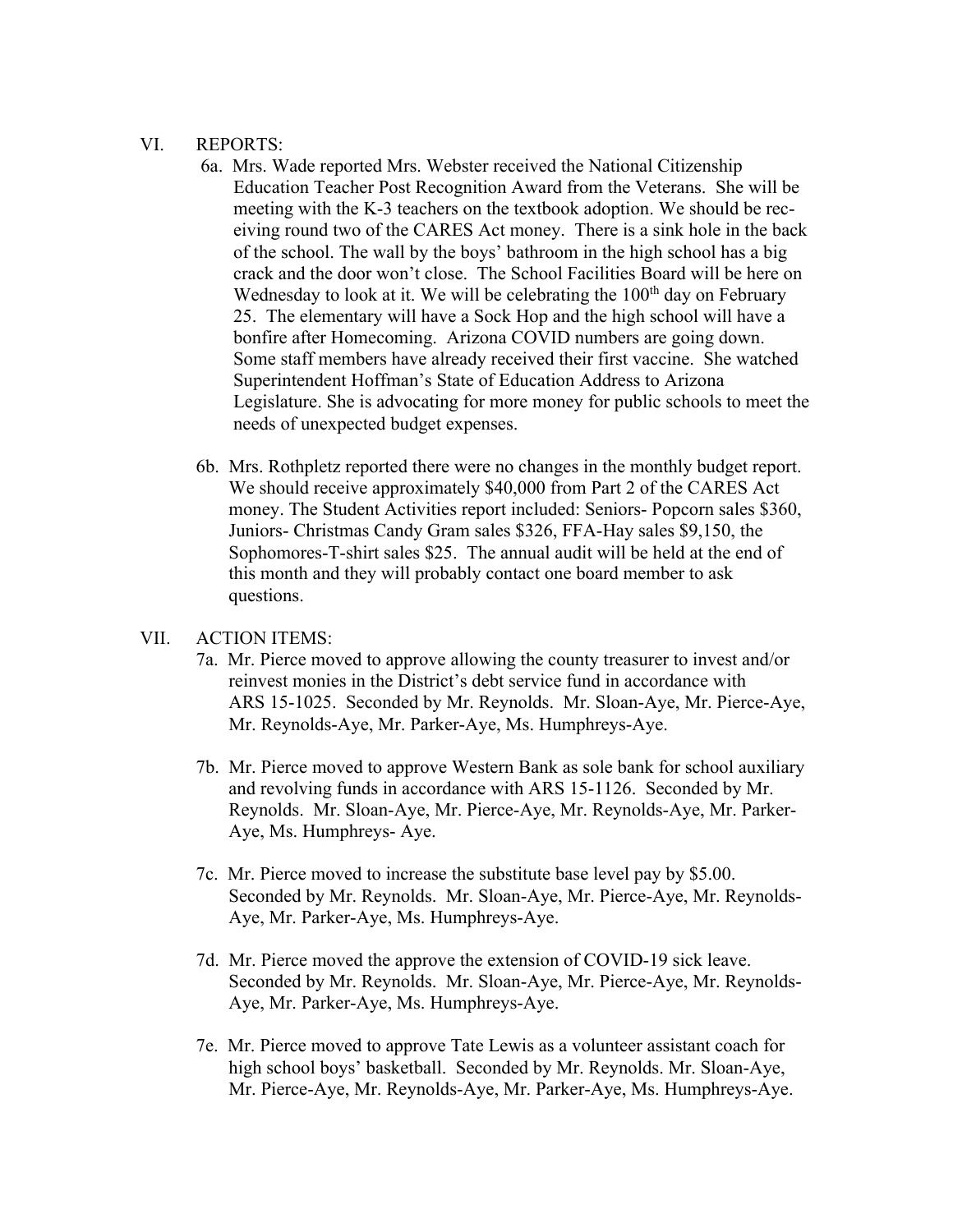## VI. REPORTS:

6a. Mrs. Wade reported Mrs. Webster received the National Citizenship Education Teacher Post Recognition Award from the Veterans. She will be meeting with the K-3 teachers on the textbook adoption. We should be receiving round two of the CARES Act money. There is a sink hole in the back of the school. The wall by the boys' bathroom in the high school has a big crack and the door won't close. The School Facilities Board will be here on Wednesday to look at it. We will be celebrating the 100th day on February 25. The elementary will have a Sock Hop and the high school will have a bonfire after Homecoming. Arizona COVID numbers are going down. Some staff members have already received their first vaccine. She watched Superintendent Hoffman's State of Education Address to Arizona Legislature. She is advocating for more money for public schools to meet the needs of unexpected budget expenses.

6b. Mrs. Rothpletz reported there were no changes in the monthly budget report. We should receive approximately $40,000 from Part 2 of the CARES Act money. The Student Activities report included: Seniors- Popcorn sales $360, Juniors- Christmas Candy Gram sales $326, FFA-Hay sales $9,150, the Sophomores-T-shirt sales $25. The annual audit will be held at the end of this month and they will probably contact one board member to ask questions.

## VII. ACTION ITEMS:

7a. Mr. Pierce moved to approve allowing the county treasurer to invest and/or reinvest monies in the District's debt service fund in accordance with ARS 15-1025. Seconded by Mr. Reynolds. Mr. Sloan-Aye, Mr. Pierce-Aye, Mr. Reynolds-Aye, Mr. Parker-Aye, Ms. Humphreys-Aye.

7b. Mr. Pierce moved to approve Western Bank as sole bank for school auxiliary and revolving funds in accordance with ARS 15-1126. Seconded by Mr. Reynolds. Mr. Sloan-Aye, Mr. Pierce-Aye, Mr. Reynolds-Aye, Mr. Parker-Aye, Ms. Humphreys- Aye.

7c. Mr. Pierce moved to increase the substitute base level pay by $5.00. Seconded by Mr. Reynolds. Mr. Sloan-Aye, Mr. Pierce-Aye, Mr. Reynolds-Aye, Mr. Parker-Aye, Ms. Humphreys-Aye.

7d. Mr. Pierce moved the approve the extension of COVID-19 sick leave. Seconded by Mr. Reynolds. Mr. Sloan-Aye, Mr. Pierce-Aye, Mr. Reynolds-Aye, Mr. Parker-Aye, Ms. Humphreys-Aye.

7e. Mr. Pierce moved to approve Tate Lewis as a volunteer assistant coach for high school boys' basketball. Seconded by Mr. Reynolds. Mr. Sloan-Aye, Mr. Pierce-Aye, Mr. Reynolds-Aye, Mr. Parker-Aye, Ms. Humphreys-Aye.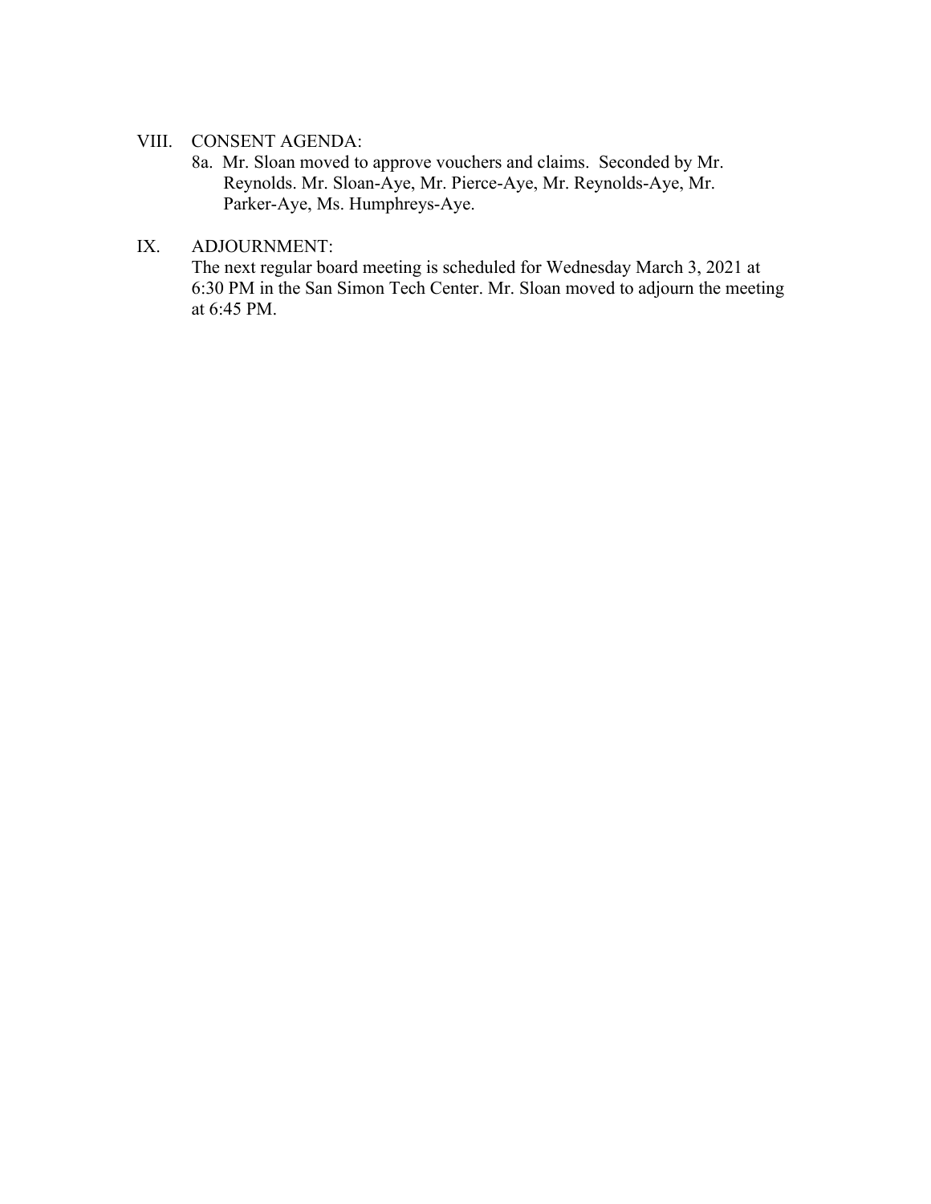VIII. CONSENT AGENDA:

8a. Mr. Sloan moved to approve vouchers and claims. Seconded by Mr. Reynolds. Mr. Sloan-Aye, Mr. Pierce-Aye, Mr. Reynolds-Aye, Mr. Parker-Aye, Ms. Humphreys-Aye.

IX. ADJOURNMENT:

The next regular board meeting is scheduled for Wednesday March 3, 2021 at 6:30 PM in the San Simon Tech Center. Mr. Sloan moved to adjourn the meeting at 6:45 PM.